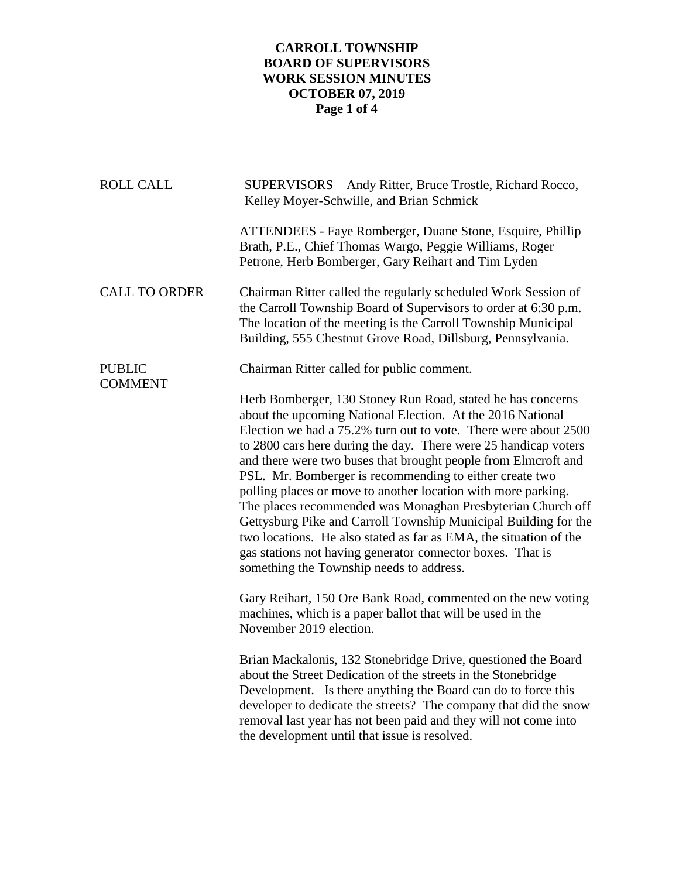# CARROLL TOWNSHIP
# BOARD OF SUPERVISORS
# WORK SESSION MINUTES
# OCTOBER 07, 2019

**ROLL CALL**

SUPERVISORS – Andy Ritter, Bruce Trostle, Richard Rocco, Kelley Moyer-Schwille, and Brian Schmick

ATTENDEES - Faye Romberger, Duane Stone, Esquire, Phillip Brath, P.E., Chief Thomas Wargo, Peggie Williams, Roger Petrone, Herb Bomberger, Gary Reihart and Tim Lyden

**CALL TO ORDER**

Chairman Ritter called the regularly scheduled Work Session of the Carroll Township Board of Supervisors to order at 6:30 p.m. The location of the meeting is the Carroll Township Municipal Building, 555 Chestnut Grove Road, Dillsburg, Pennsylvania.

**PUBLIC COMMENT**

Chairman Ritter called for public comment.

Herb Bomberger, 130 Stoney Run Road, stated he has concerns about the upcoming National Election. At the 2016 National Election we had a 75.2% turn out to vote. There were about 2500 to 2800 cars here during the day. There were 25 handicap voters and there were two buses that brought people from Elmcroft and PSL. Mr. Bomberger is recommending to either create two polling places or move to another location with more parking. The places recommended was Monaghan Presbyterian Church off Gettysburg Pike and Carroll Township Municipal Building for the two locations. He also stated as far as EMA, the situation of the gas stations not having generator connector boxes. That is something the Township needs to address.

Gary Reihart, 150 Ore Bank Road, commented on the new voting machines, which is a paper ballot that will be used in the November 2019 election.

Brian Mackalonis, 132 Stonebridge Drive, questioned the Board about the Street Dedication of the streets in the Stonebridge Development. Is there anything the Board can do to force this developer to dedicate the streets? The company that did the snow removal last year has not been paid and they will not come into the development until that issue is resolved.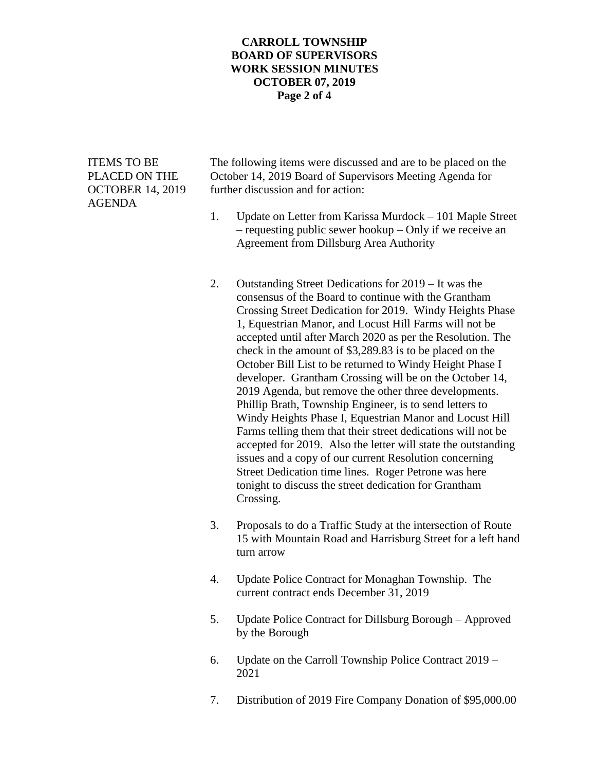**ITEMS TO BE PLACED ON THE OCTOBER 14, 2019 AGENDA**

The following items were discussed and are to be placed on the October 14, 2019 Board of Supervisors Meeting Agenda for further discussion and for action:

1. Update on Letter from Karissa Murdock – 101 Maple Street – requesting public sewer hookup – Only if we receive an Agreement from Dillsburg Area Authority

2. Outstanding Street Dedications for 2019 – It was the consensus of the Board to continue with the Grantham Crossing Street Dedication for 2019. Windy Heights Phase 1, Equestrian Manor, and Locust Hill Farms will not be accepted until after March 2020 as per the Resolution. The check in the amount of $3,289.83 is to be placed on the October Bill List to be returned to Windy Height Phase I developer. Grantham Crossing will be on the October 14, 2019 Agenda, but remove the other three developments. Phillip Brath, Township Engineer, is to send letters to Windy Heights Phase I, Equestrian Manor and Locust Hill Farms telling them that their street dedications will not be accepted for 2019. Also the letter will state the outstanding issues and a copy of our current Resolution concerning Street Dedication time lines. Roger Petrone was here tonight to discuss the street dedication for Grantham Crossing.

3. Proposals to do a Traffic Study at the intersection of Route 15 with Mountain Road and Harrisburg Street for a left hand turn arrow

4. Update Police Contract for Monaghan Township. The current contract ends December 31, 2019

5. Update Police Contract for Dillsburg Borough – Approved by the Borough

6. Update on the Carroll Township Police Contract 2019 – 2021

7. Distribution of 2019 Fire Company Donation of $95,000.00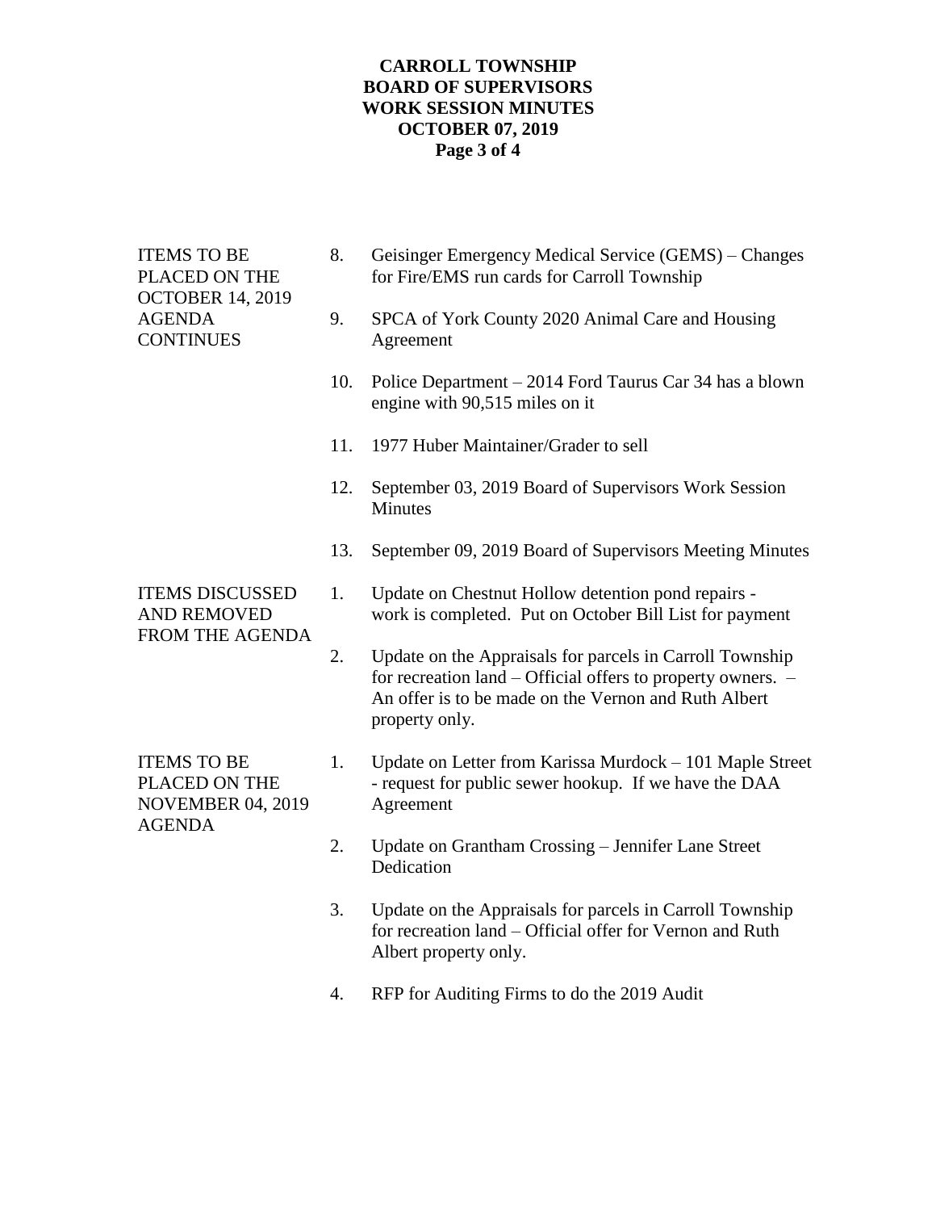# CARROLL TOWNSHIP
# BOARD OF SUPERVISORS
# WORK SESSION MINUTES
# OCTOBER 07, 2019

**ITEMS TO BE PLACED ON THE OCTOBER 14, 2019 AGENDA CONTINUES**

8. Geisinger Emergency Medical Service (GEMS) – Changes for Fire/EMS run cards for Carroll Township
9. SPCA of York County 2020 Animal Care and Housing Agreement
10. Police Department – 2014 Ford Taurus Car 34 has a blown engine with 90,515 miles on it
11. 1977 Huber Maintainer/Grader to sell
12. September 03, 2019 Board of Supervisors Work Session Minutes
13. September 09, 2019 Board of Supervisors Meeting Minutes

**ITEMS DISCUSSED AND REMOVED FROM THE AGENDA**

1. Update on Chestnut Hollow detention pond repairs - work is completed. Put on October Bill List for payment
2. Update on the Appraisals for parcels in Carroll Township for recreation land – Official offers to property owners. – An offer is to be made on the Vernon and Ruth Albert property only.

**ITEMS TO BE PLACED ON THE NOVEMBER 04, 2019 AGENDA**

1. Update on Letter from Karissa Murdock – 101 Maple Street - request for public sewer hookup. If we have the DAA Agreement
2. Update on Grantham Crossing – Jennifer Lane Street Dedication
3. Update on the Appraisals for parcels in Carroll Township for recreation land – Official offer for Vernon and Ruth Albert property only.
4. RFP for Auditing Firms to do the 2019 Audit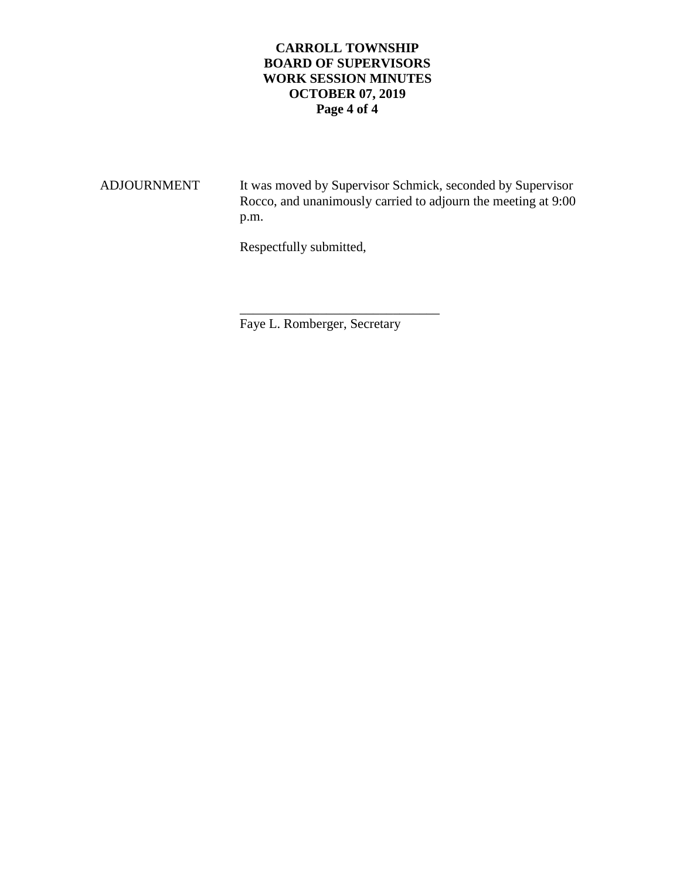ADJOURNMENT

It was moved by Supervisor Schmick, seconded by Supervisor Rocco, and unanimously carried to adjourn the meeting at 9:00 p.m.

Respectfully submitted,

\_\_\_\_\_\_\_\_\_\_\_\_\_\_\_\_\_\_\_\_\_\_\_\_\_\_\_\_\_\_

Faye L. Romberger, Secretary